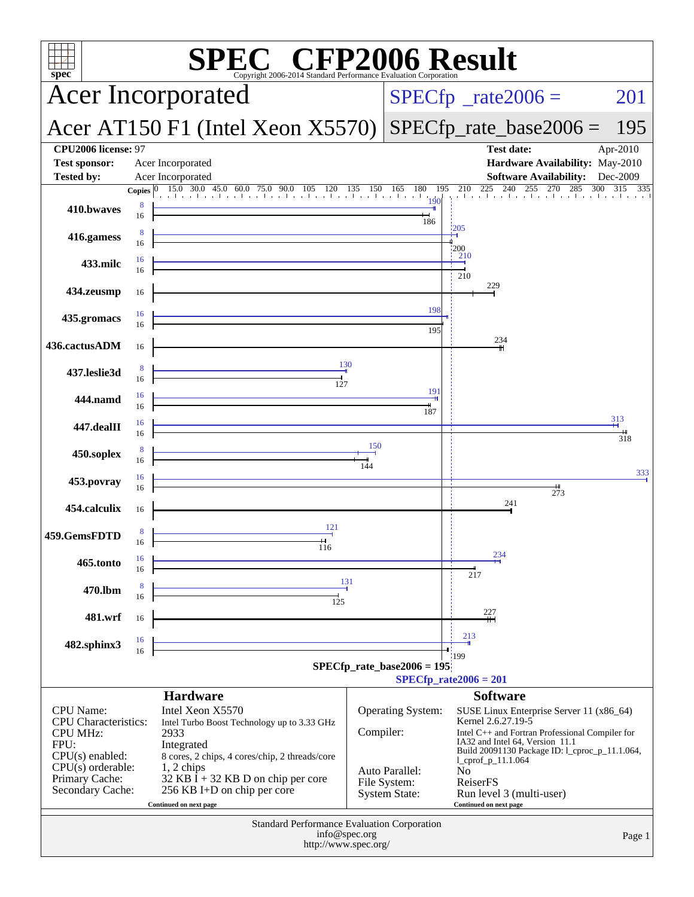# SPEC CFP2006 Result

Copyright 2006-2014 Standard Performance Evaluation Corporation

## Acer Incorporated

## Acer AT150 F1 (Intel Xeon X5570)

SPECfp_rate2006 = 201

SPECfp_rate_base2006 = 195

| | | | |
|---|---|---|---|
| **CPU2006 license:** 97 | | **Test date:** | Apr-2010 |
| **Test sponsor:** | Acer Incorporated | **Hardware Availability:** | May-2010 |
| **Tested by:** | Acer Incorporated | **Software Availability:** | Dec-2009 |

| Benchmark | Copies (peak) | Copies (base) | Peak | Base |
|---|---|---|---|---|
| 410.bwaves | 8 | 16 | 190 | 186 |
| 416.gamess | 8 | 16 | 205 | 200 |
| 433.milc | 16 | 16 | 210 | 210 |
| 434.zeusmp | | 16 | | 229 |
| 435.gromacs | 16 | 16 | 198 | 195 |
| 436.cactusADM | | 16 | | 234 |
| 437.leslie3d | 8 | 16 | 130 | 127 |
| 444.namd | 16 | 16 | 191 | 187 |
| 447.dealII | 16 | 16 | 313 | 318 |
| 450.soplex | 8 | 16 | 150 | 144 |
| 453.povray | 16 | 16 | 333 | 273 |
| 454.calculix | | 16 | | 241 |
| 459.GemsFDTD | 8 | 16 | 121 | 116 |
| 465.tonto | 16 | 16 | 234 | 217 |
| 470.lbm | 8 | 16 | 131 | 125 |
| 481.wrf | | 16 | | 227 |
| 482.sphinx3 | 16 | 16 | 213 | 199 |

SPECfp_rate_base2006 = 195

SPECfp_rate2006 = 201

## Hardware

| | |
|---|---|
| CPU Name: | Intel Xeon X5570 |
| CPU Characteristics: | Intel Turbo Boost Technology up to 3.33 GHz |
| CPU MHz: | 2933 |
| FPU: | Integrated |
| CPU(s) enabled: | 8 cores, 2 chips, 4 cores/chip, 2 threads/core |
| CPU(s) orderable: | 1, 2 chips |
| Primary Cache: | 32 KB I + 32 KB D on chip per core |
| Secondary Cache: | 256 KB I+D on chip per core |

Continued on next page

## Software

| | |
|---|---|
| Operating System: | SUSE Linux Enterprise Server 11 (x86_64) Kernel 2.6.27.19-5 |
| Compiler: | Intel C++ and Fortran Professional Compiler for IA32 and Intel 64, Version 11.1 Build 20091130 Package ID: l_cproc_p_11.1.064, l_cprof_p_11.1.064 |
| Auto Parallel: | No |
| File System: | ReiserFS |
| System State: | Run level 3 (multi-user) |

Continued on next page

Standard Performance Evaluation Corporation
info@spec.org
http://www.spec.org/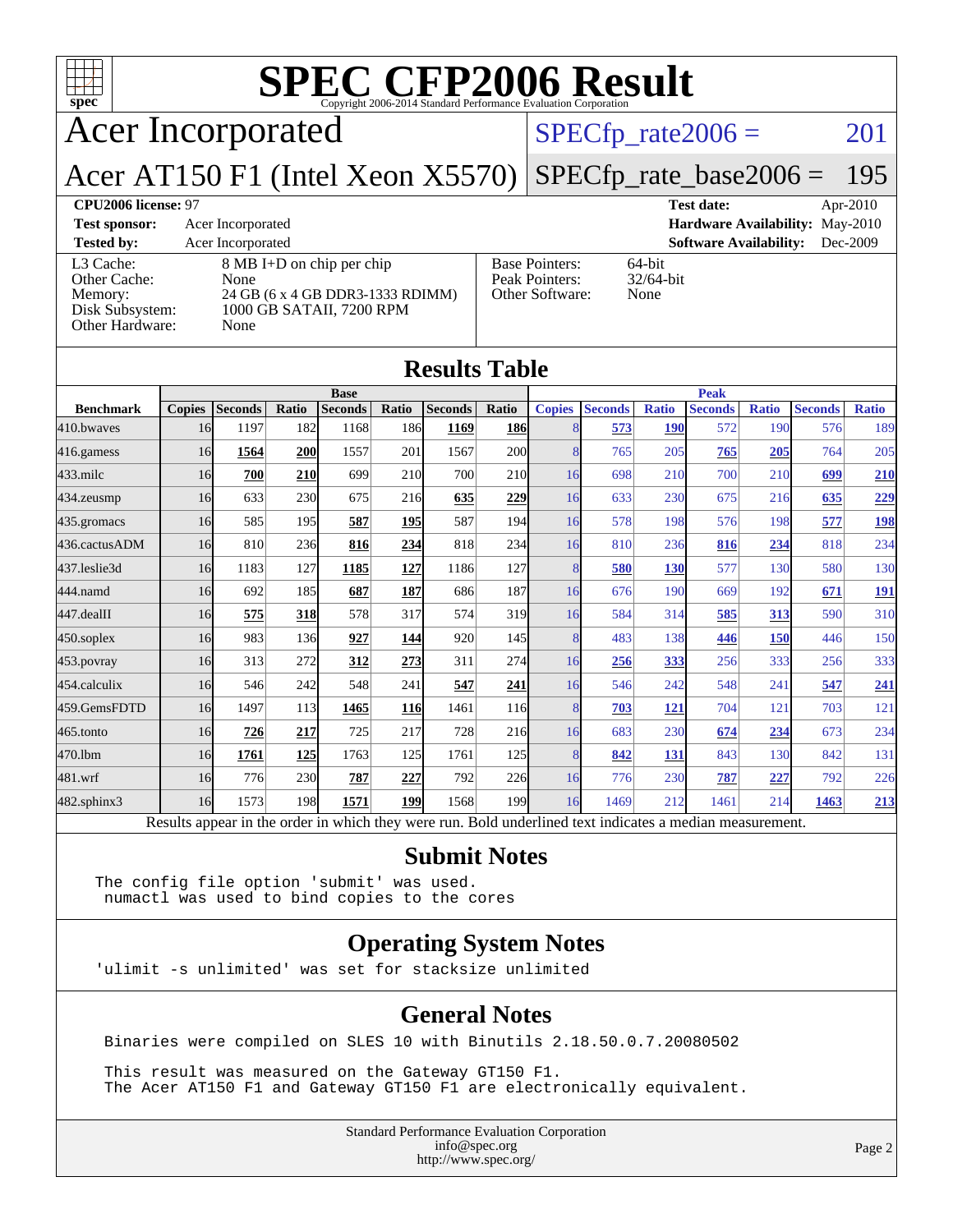# SPEC CFP2006 Result

Copyright 2006-2014 Standard Performance Evaluation Corporation

## Acer Incorporated

**Acer AT150 F1 (Intel Xeon X5570)**

SPECfp_rate2006 = 201

SPECfp_rate_base2006 = 195

| | | | |
|---|---|---|---|
| **CPU2006 license:** 97 | | **Test date:** | Apr-2010 |
| **Test sponsor:** | Acer Incorporated | **Hardware Availability:** | May-2010 |
| **Tested by:** | Acer Incorporated | **Software Availability:** | Dec-2009 |

| | |
|---|---|
| L3 Cache: | 8 MB I+D on chip per chip |
| Other Cache: | None |
| Memory: | 24 GB (6 x 4 GB DDR3-1333 RDIMM) |
| Disk Subsystem: | 1000 GB SATAII, 7200 RPM |
| Other Hardware: | None |

| | |
|---|---|
| Base Pointers: | 64-bit |
| Peak Pointers: | 32/64-bit |
| Other Software: | None |

## Results Table

| | Base | | | | | | | Peak | | | | | | |
|---|---|---|---|---|---|---|---|---|---|---|---|---|---|---|
| **Benchmark** | **Copies** | **Seconds** | **Ratio** | **Seconds** | **Ratio** | **Seconds** | **Ratio** | **Copies** | **Seconds** | **Ratio** | **Seconds** | **Ratio** | **Seconds** | **Ratio** |
| 410.bwaves | 16 | 1197 | 182 | 1168 | 186 | **1169** | **186** | 8 | **573** | **190** | 572 | 190 | 576 | 189 |
| 416.gamess | 16 | **1564** | **200** | 1557 | 201 | 1567 | 200 | 8 | 765 | 205 | **765** | **205** | 764 | 205 |
| 433.milc | 16 | **700** | **210** | 699 | 210 | 700 | 210 | 16 | 698 | 210 | 700 | 210 | **699** | **210** |
| 434.zeusmp | 16 | 633 | 230 | 675 | 216 | **635** | **229** | 16 | 633 | 230 | 675 | 216 | **635** | **229** |
| 435.gromacs | 16 | 585 | 195 | **587** | **195** | 587 | 194 | 16 | 578 | 198 | 576 | 198 | **577** | **198** |
| 436.cactusADM | 16 | 810 | 236 | **816** | **234** | 818 | 234 | 16 | 810 | 236 | **816** | **234** | 818 | 234 |
| 437.leslie3d | 16 | 1183 | 127 | **1185** | **127** | 1186 | 127 | 8 | **580** | **130** | 577 | 130 | 580 | 130 |
| 444.namd | 16 | 692 | 185 | **687** | **187** | 686 | 187 | 16 | 676 | 190 | 669 | 192 | **671** | **191** |
| 447.dealII | 16 | **575** | **318** | 578 | 317 | 574 | 319 | 16 | 584 | 314 | **585** | **313** | 590 | 310 |
| 450.soplex | 16 | 983 | 136 | **927** | **144** | 920 | 145 | 8 | 483 | 138 | **446** | **150** | 446 | 150 |
| 453.povray | 16 | 313 | 272 | **312** | **273** | 311 | 274 | 16 | **256** | **333** | 256 | 333 | 256 | 333 |
| 454.calculix | 16 | 546 | 242 | 548 | 241 | **547** | **241** | 16 | 546 | 242 | 548 | 241 | **547** | **241** |
| 459.GemsFDTD | 16 | 1497 | 113 | **1465** | **116** | 1461 | 116 | 8 | **703** | **121** | 704 | 121 | 703 | 121 |
| 465.tonto | 16 | **726** | **217** | 725 | 217 | 728 | 216 | 16 | 683 | 230 | **674** | **234** | 673 | 234 |
| 470.lbm | 16 | **1761** | **125** | 1763 | 125 | 1761 | 125 | 8 | **842** | **131** | 843 | 130 | 842 | 131 |
| 481.wrf | 16 | 776 | 230 | **787** | **227** | 792 | 226 | 16 | 776 | 230 | **787** | **227** | 792 | 226 |
| 482.sphinx3 | 16 | 1573 | 198 | **1571** | **199** | 1568 | 199 | 16 | 1469 | 212 | 1461 | 214 | **1463** | **213** |

Results appear in the order in which they were run. Bold underlined text indicates a median measurement.

## Submit Notes

```
The config file option 'submit' was used.
 numactl was used to bind copies to the cores
```

## Operating System Notes

```
'ulimit -s unlimited' was set for stacksize unlimited
```

## General Notes

```
Binaries were compiled on SLES 10 with Binutils 2.18.50.0.7.20080502

This result was measured on the Gateway GT150 F1.
The Acer AT150 F1 and Gateway GT150 F1 are electronically equivalent.
```

Standard Performance Evaluation Corporation
info@spec.org
http://www.spec.org/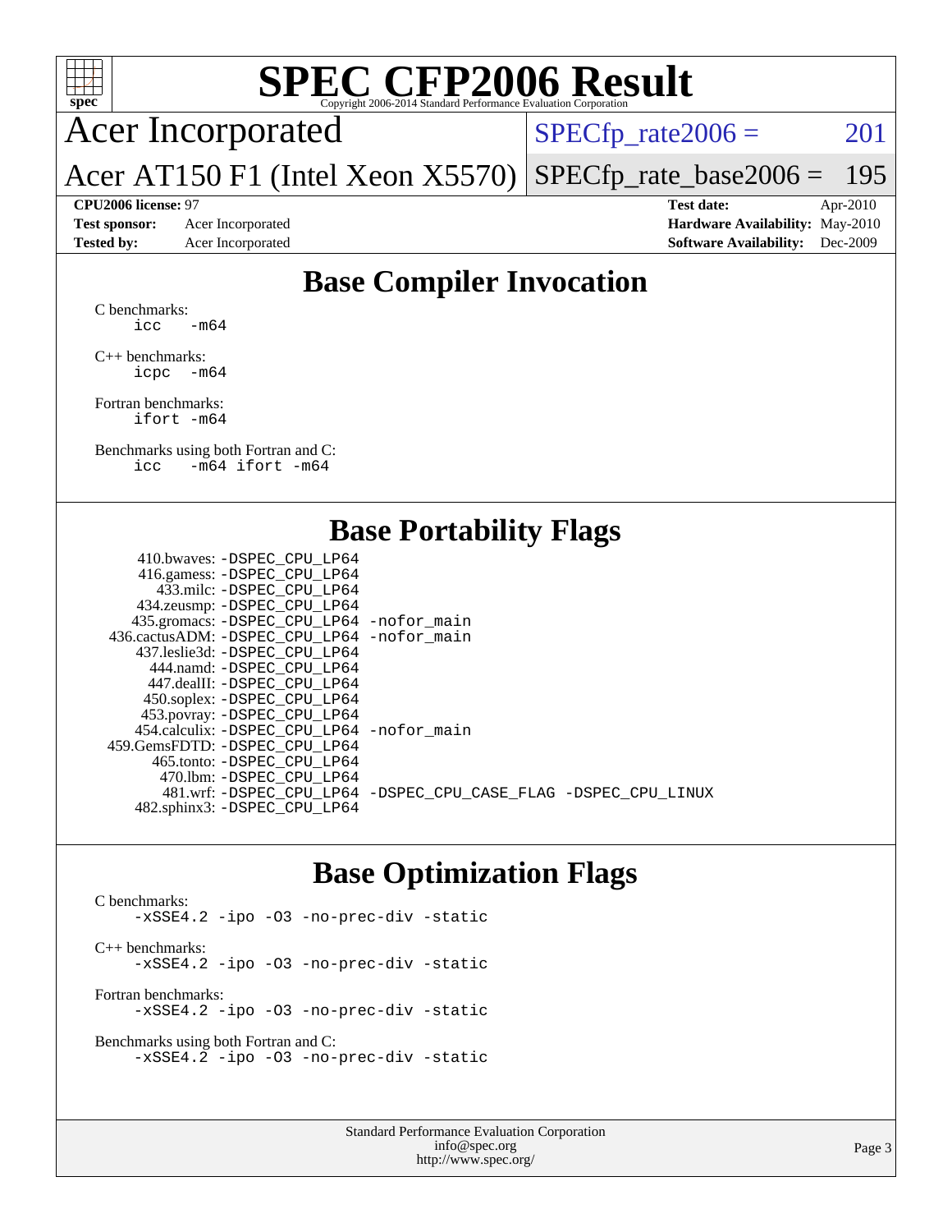# SPEC CFP2006 Result

Copyright 2006-2014 Standard Performance Evaluation Corporation

**Acer Incorporated**

**Acer AT150 F1 (Intel Xeon X5570)**

SPECfp_rate2006 = 201

SPECfp_rate_base2006 = 195

**CPU2006 license:** 97
**Test sponsor:** Acer Incorporated
**Tested by:** Acer Incorporated

**Test date:** Apr-2010
**Hardware Availability:** May-2010
**Software Availability:** Dec-2009

## Base Compiler Invocation

C benchmarks:
```
icc   -m64
```

C++ benchmarks:
```
icpc  -m64
```

Fortran benchmarks:
```
ifort -m64
```

Benchmarks using both Fortran and C:
```
icc   -m64 ifort -m64
```

## Base Portability Flags

```
410.bwaves: -DSPEC_CPU_LP64
416.gamess: -DSPEC_CPU_LP64
433.milc: -DSPEC_CPU_LP64
434.zeusmp: -DSPEC_CPU_LP64
435.gromacs: -DSPEC_CPU_LP64 -nofor_main
436.cactusADM: -DSPEC_CPU_LP64 -nofor_main
437.leslie3d: -DSPEC_CPU_LP64
444.namd: -DSPEC_CPU_LP64
447.dealII: -DSPEC_CPU_LP64
450.soplex: -DSPEC_CPU_LP64
453.povray: -DSPEC_CPU_LP64
454.calculix: -DSPEC_CPU_LP64 -nofor_main
459.GemsFDTD: -DSPEC_CPU_LP64
465.tonto: -DSPEC_CPU_LP64
470.lbm: -DSPEC_CPU_LP64
481.wrf: -DSPEC_CPU_LP64 -DSPEC_CPU_CASE_FLAG -DSPEC_CPU_LINUX
482.sphinx3: -DSPEC_CPU_LP64
```

## Base Optimization Flags

C benchmarks:
```
-xSSE4.2 -ipo -O3 -no-prec-div -static
```

C++ benchmarks:
```
-xSSE4.2 -ipo -O3 -no-prec-div -static
```

Fortran benchmarks:
```
-xSSE4.2 -ipo -O3 -no-prec-div -static
```

Benchmarks using both Fortran and C:
```
-xSSE4.2 -ipo -O3 -no-prec-div -static
```

Standard Performance Evaluation Corporation
info@spec.org
http://www.spec.org/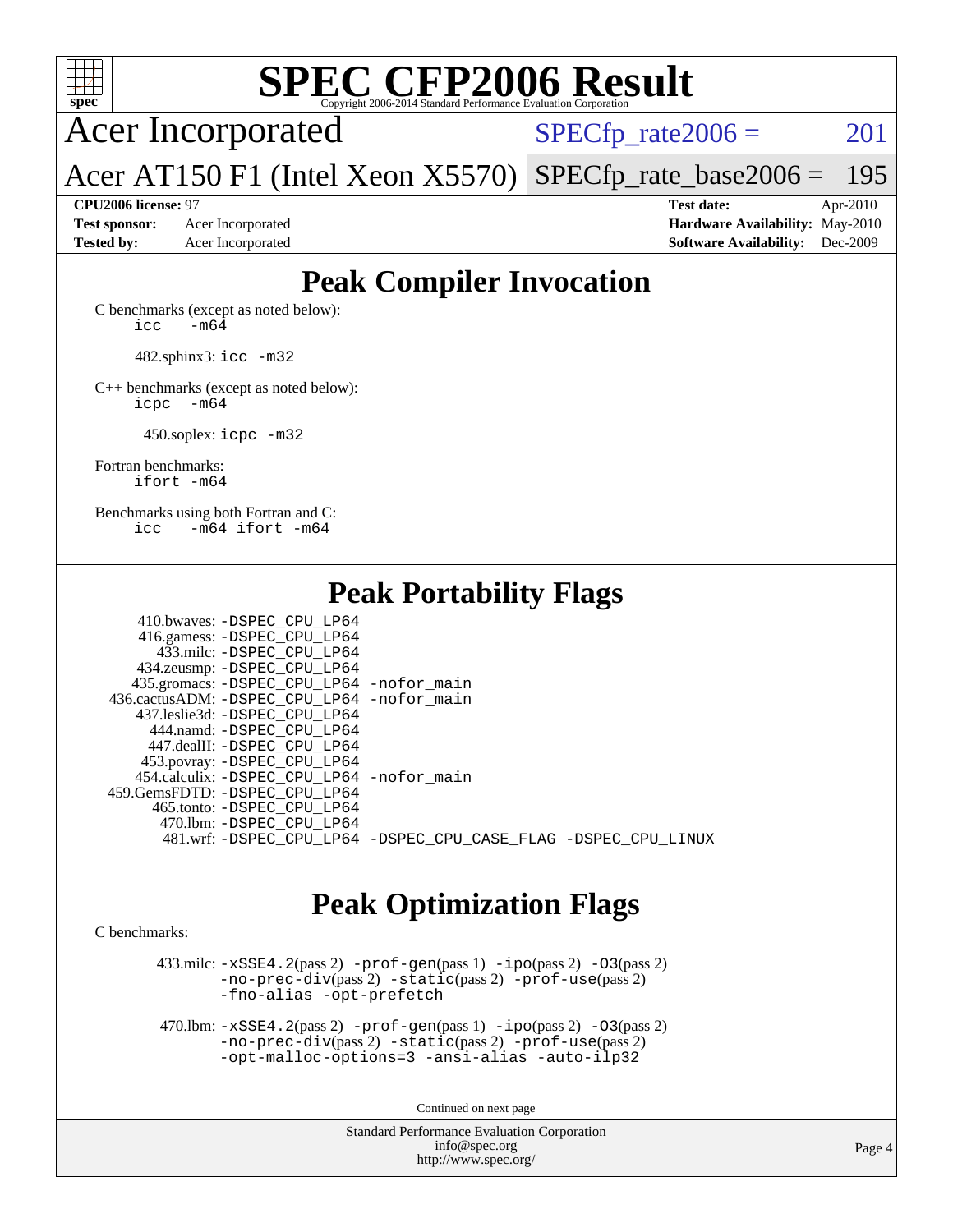# SPEC CFP2006 Result

Copyright 2006-2014 Standard Performance Evaluation Corporation

**Acer Incorporated**

**Acer AT150 F1 (Intel Xeon X5570)**

SPECfp_rate2006 = 201

SPECfp_rate_base2006 = 195

| | | | |
|---|---|---|---|
| **CPU2006 license:** 97 | | **Test date:** | Apr-2010 |
| **Test sponsor:** | Acer Incorporated | **Hardware Availability:** | May-2010 |
| **Tested by:** | Acer Incorporated | **Software Availability:** | Dec-2009 |

## Peak Compiler Invocation

C benchmarks (except as noted below):
`icc -m64`

482.sphinx3: `icc -m32`

C++ benchmarks (except as noted below):
`icpc -m64`

450.soplex: `icpc -m32`

Fortran benchmarks:
`ifort -m64`

Benchmarks using both Fortran and C:
`icc -m64 ifort -m64`

## Peak Portability Flags

410.bwaves: -DSPEC_CPU_LP64
416.gamess: -DSPEC_CPU_LP64
433.milc: -DSPEC_CPU_LP64
434.zeusmp: -DSPEC_CPU_LP64
435.gromacs: -DSPEC_CPU_LP64 -nofor_main
436.cactusADM: -DSPEC_CPU_LP64 -nofor_main
437.leslie3d: -DSPEC_CPU_LP64
444.namd: -DSPEC_CPU_LP64
447.dealII: -DSPEC_CPU_LP64
453.povray: -DSPEC_CPU_LP64
454.calculix: -DSPEC_CPU_LP64 -nofor_main
459.GemsFDTD: -DSPEC_CPU_LP64
465.tonto: -DSPEC_CPU_LP64
470.lbm: -DSPEC_CPU_LP64
481.wrf: -DSPEC_CPU_LP64 -DSPEC_CPU_CASE_FLAG -DSPEC_CPU_LINUX

## Peak Optimization Flags

C benchmarks:

433.milc: -xSSE4.2(pass 2) -prof-gen(pass 1) -ipo(pass 2) -O3(pass 2) -no-prec-div(pass 2) -static(pass 2) -prof-use(pass 2) -fno-alias -opt-prefetch

470.lbm: -xSSE4.2(pass 2) -prof-gen(pass 1) -ipo(pass 2) -O3(pass 2) -no-prec-div(pass 2) -static(pass 2) -prof-use(pass 2) -opt-malloc-options=3 -ansi-alias -auto-ilp32

Continued on next page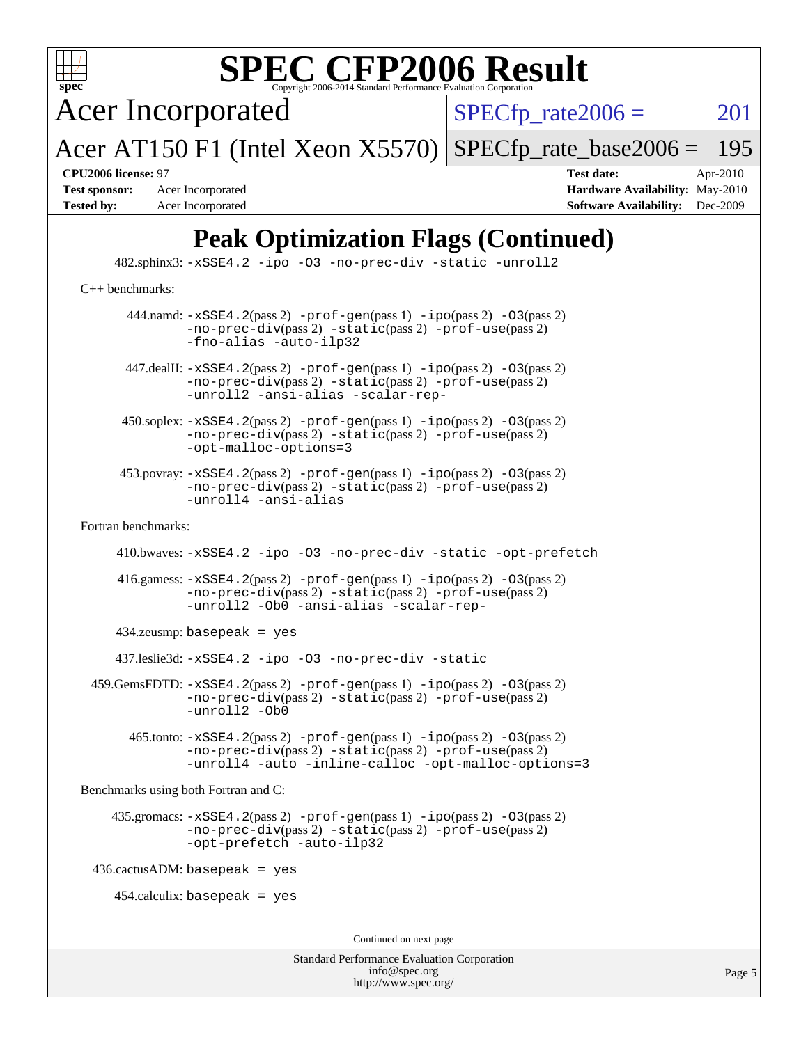# SPEC CFP2006 Result

Copyright 2006-2014 Standard Performance Evaluation Corporation

**Acer Incorporated**

**Acer AT150 F1 (Intel Xeon X5570)**

SPECfp_rate2006 = 201

SPECfp_rate_base2006 = 195

**CPU2006 license:** 97
**Test sponsor:** Acer Incorporated
**Tested by:** Acer Incorporated

**Test date:** Apr-2010
**Hardware Availability:** May-2010
**Software Availability:** Dec-2009

## Peak Optimization Flags (Continued)

482.sphinx3: `-xSSE4.2 -ipo -O3 -no-prec-div -static -unroll2`

C++ benchmarks:

444.namd: `-xSSE4.2`(pass 2) `-prof-gen`(pass 1) `-ipo`(pass 2) `-O3`(pass 2) `-no-prec-div`(pass 2) `-static`(pass 2) `-prof-use`(pass 2) `-fno-alias -auto-ilp32`

447.dealII: `-xSSE4.2`(pass 2) `-prof-gen`(pass 1) `-ipo`(pass 2) `-O3`(pass 2) `-no-prec-div`(pass 2) `-static`(pass 2) `-prof-use`(pass 2) `-unroll2 -ansi-alias -scalar-rep-`

450.soplex: `-xSSE4.2`(pass 2) `-prof-gen`(pass 1) `-ipo`(pass 2) `-O3`(pass 2) `-no-prec-div`(pass 2) `-static`(pass 2) `-prof-use`(pass 2) `-opt-malloc-options=3`

453.povray: `-xSSE4.2`(pass 2) `-prof-gen`(pass 1) `-ipo`(pass 2) `-O3`(pass 2) `-no-prec-div`(pass 2) `-static`(pass 2) `-prof-use`(pass 2) `-unroll4 -ansi-alias`

Fortran benchmarks:

410.bwaves: `-xSSE4.2 -ipo -O3 -no-prec-div -static -opt-prefetch`

416.gamess: `-xSSE4.2`(pass 2) `-prof-gen`(pass 1) `-ipo`(pass 2) `-O3`(pass 2) `-no-prec-div`(pass 2) `-static`(pass 2) `-prof-use`(pass 2) `-unroll2 -Ob0 -ansi-alias -scalar-rep-`

434.zeusmp: `basepeak = yes`

437.leslie3d: `-xSSE4.2 -ipo -O3 -no-prec-div -static`

459.GemsFDTD: `-xSSE4.2`(pass 2) `-prof-gen`(pass 1) `-ipo`(pass 2) `-O3`(pass 2) `-no-prec-div`(pass 2) `-static`(pass 2) `-prof-use`(pass 2) `-unroll2 -Ob0`

465.tonto: `-xSSE4.2`(pass 2) `-prof-gen`(pass 1) `-ipo`(pass 2) `-O3`(pass 2) `-no-prec-div`(pass 2) `-static`(pass 2) `-prof-use`(pass 2) `-unroll4 -auto -inline-calloc -opt-malloc-options=3`

Benchmarks using both Fortran and C:

435.gromacs: `-xSSE4.2`(pass 2) `-prof-gen`(pass 1) `-ipo`(pass 2) `-O3`(pass 2) `-no-prec-div`(pass 2) `-static`(pass 2) `-prof-use`(pass 2) `-opt-prefetch -auto-ilp32`

436.cactusADM: `basepeak = yes`

454.calculix: `basepeak = yes`

Continued on next page

Standard Performance Evaluation Corporation
info@spec.org
http://www.spec.org/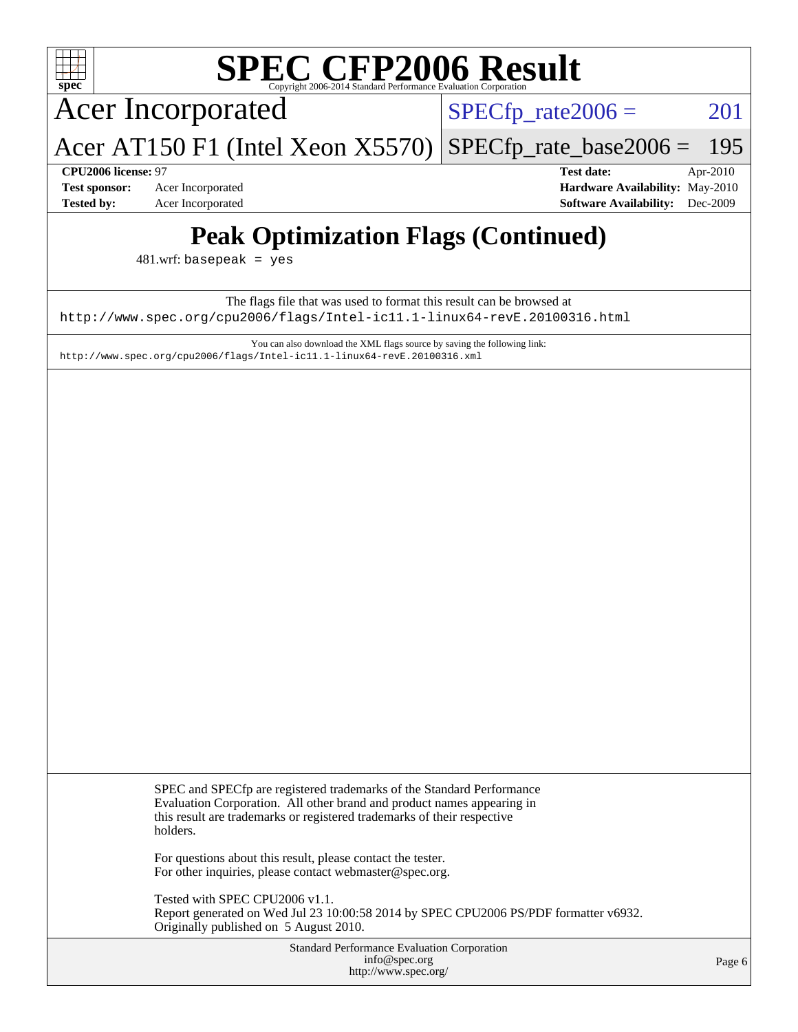# SPEC CFP2006 Result

Copyright 2006-2014 Standard Performance Evaluation Corporation

## Acer Incorporated

## Acer AT150 F1 (Intel Xeon X5570)

SPECfp_rate2006 = 201

SPECfp_rate_base2006 = 195

**CPU2006 license:** 97
**Test sponsor:** Acer Incorporated
**Tested by:** Acer Incorporated

**Test date:** Apr-2010
**Hardware Availability:** May-2010
**Software Availability:** Dec-2009

## Peak Optimization Flags (Continued)

481.wrf: basepeak = yes

The flags file that was used to format this result can be browsed at
http://www.spec.org/cpu2006/flags/Intel-ic11.1-linux64-revE.20100316.html

You can also download the XML flags source by saving the following link:
http://www.spec.org/cpu2006/flags/Intel-ic11.1-linux64-revE.20100316.xml

SPEC and SPECfp are registered trademarks of the Standard Performance Evaluation Corporation. All other brand and product names appearing in this result are trademarks or registered trademarks of their respective holders.

For questions about this result, please contact the tester.
For other inquiries, please contact webmaster@spec.org.

Tested with SPEC CPU2006 v1.1.
Report generated on Wed Jul 23 10:00:58 2014 by SPEC CPU2006 PS/PDF formatter v6932.
Originally published on 5 August 2010.

Standard Performance Evaluation Corporation
info@spec.org
http://www.spec.org/